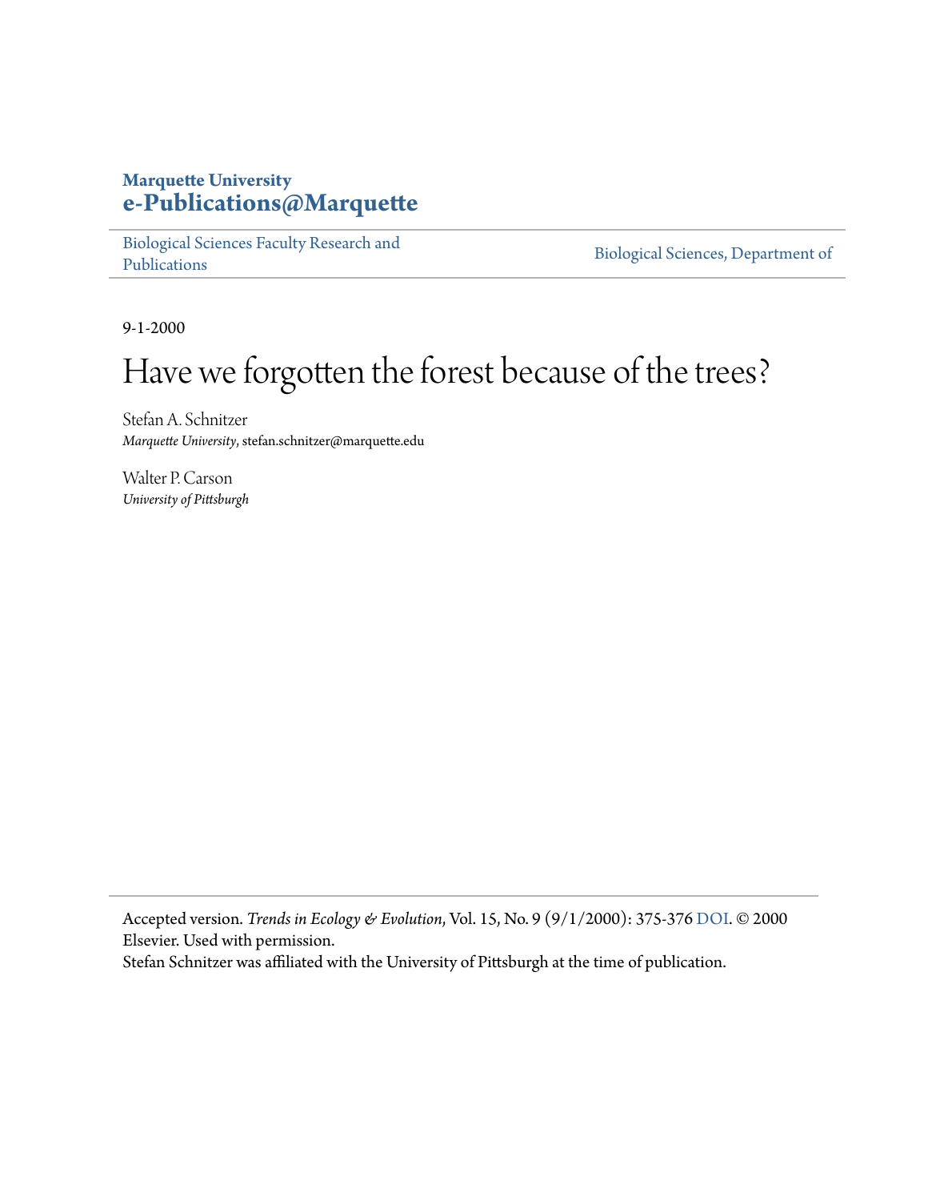**Marquette University**
**e-Publications@Marquette**

Biological Sciences Faculty Research and Publications | Biological Sciences, Department of

9-1-2000

# Have we forgotten the forest because of the trees?

Stefan A. Schnitzer
*Marquette University*, stefan.schnitzer@marquette.edu

Walter P. Carson
*University of Pittsburgh*

---

Accepted version. *Trends in Ecology & Evolution*, Vol. 15, No. 9 (9/1/2000): 375-376 DOI. © 2000 Elsevier. Used with permission.
Stefan Schnitzer was affiliated with the University of Pittsburgh at the time of publication.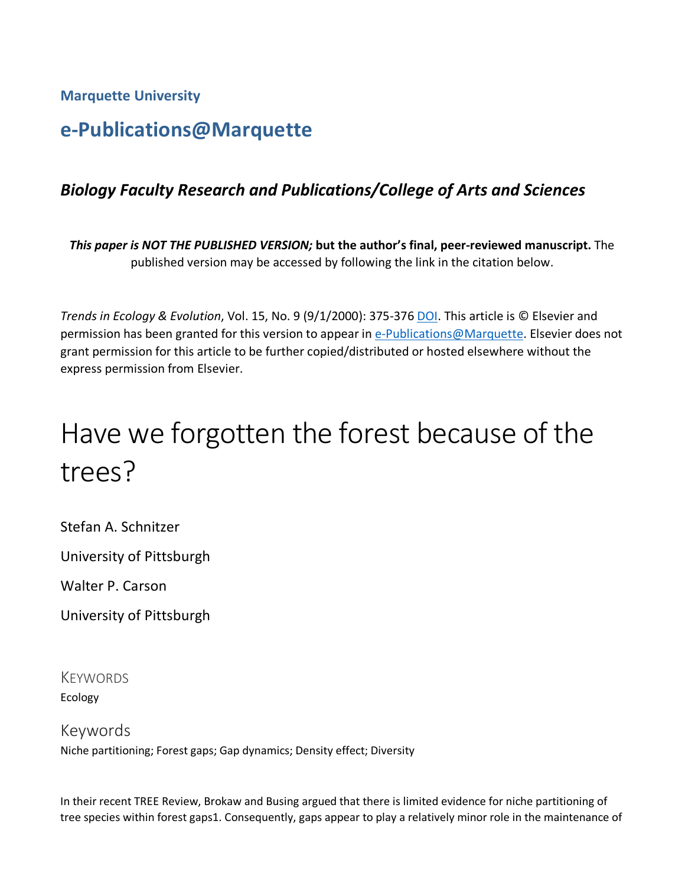**Marquette University**

## e-Publications@Marquette

### *Biology Faculty Research and Publications/College of Arts and Sciences*

***This paper is NOT THE PUBLISHED VERSION;* but the author's final, peer-reviewed manuscript.** The published version may be accessed by following the link in the citation below.

*Trends in Ecology & Evolution*, Vol. 15, No. 9 (9/1/2000): 375-376 DOI. This article is © Elsevier and permission has been granted for this version to appear in e-Publications@Marquette. Elsevier does not grant permission for this article to be further copied/distributed or hosted elsewhere without the express permission from Elsevier.

# Have we forgotten the forest because of the trees?

Stefan A. Schnitzer

University of Pittsburgh

Walter P. Carson

University of Pittsburgh

KEYWORDS

Ecology

Keywords

Niche partitioning; Forest gaps; Gap dynamics; Density effect; Diversity

In their recent TREE Review, Brokaw and Busing argued that there is limited evidence for niche partitioning of tree species within forest gaps[1]. Consequently, gaps appear to play a relatively minor role in the maintenance of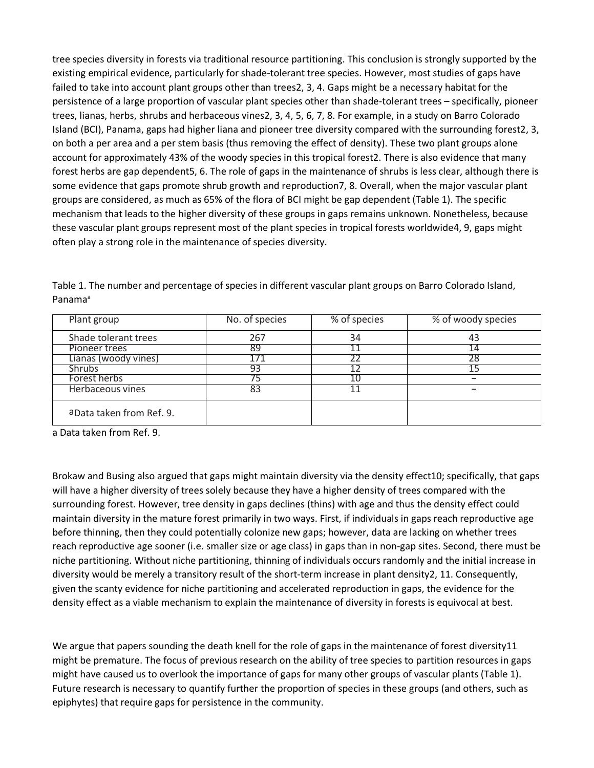tree species diversity in forests via traditional resource partitioning. This conclusion is strongly supported by the existing empirical evidence, particularly for shade-tolerant tree species. However, most studies of gaps have failed to take into account plant groups other than trees[2, 3, 4]. Gaps might be a necessary habitat for the persistence of a large proportion of vascular plant species other than shade-tolerant trees – specifically, pioneer trees, lianas, herbs, shrubs and herbaceous vines[2, 3, 4, 5, 6, 7, 8]. For example, in a study on Barro Colorado Island (BCI), Panama, gaps had higher liana and pioneer tree diversity compared with the surrounding forest[2, 3], on both a per area and a per stem basis (thus removing the effect of density). These two plant groups alone account for approximately 43% of the woody species in this tropical forest[2]. There is also evidence that many forest herbs are gap dependent[5, 6]. The role of gaps in the maintenance of shrubs is less clear, although there is some evidence that gaps promote shrub growth and reproduction[7, 8]. Overall, when the major vascular plant groups are considered, as much as 65% of the flora of BCI might be gap dependent (Table 1). The specific mechanism that leads to the higher diversity of these groups in gaps remains unknown. Nonetheless, because these vascular plant groups represent most of the plant species in tropical forests worldwide[4, 9], gaps might often play a strong role in the maintenance of species diversity.

Table 1. The number and percentage of species in different vascular plant groups on Barro Colorado Island, Panama[a]

| Plant group | No. of species | % of species | % of woody species |
|---|---|---|---|
| Shade tolerant trees | 267 | 34 | 43 |
| Pioneer trees | 89 | 11 | 14 |
| Lianas (woody vines) | 171 | 22 | 28 |
| Shrubs | 93 | 12 | 15 |
| Forest herbs | 75 | 10 | – |
| Herbaceous vines | 83 | 11 | – |
| aData taken from Ref. 9. | | | |

a Data taken from Ref. 9.

Brokaw and Busing also argued that gaps might maintain diversity via the density effect[10]; specifically, that gaps will have a higher diversity of trees solely because they have a higher density of trees compared with the surrounding forest. However, tree density in gaps declines (thins) with age and thus the density effect could maintain diversity in the mature forest primarily in two ways. First, if individuals in gaps reach reproductive age before thinning, then they could potentially colonize new gaps; however, data are lacking on whether trees reach reproductive age sooner (i.e. smaller size or age class) in gaps than in non-gap sites. Second, there must be niche partitioning. Without niche partitioning, thinning of individuals occurs randomly and the initial increase in diversity would be merely a transitory result of the short-term increase in plant density[2, 11]. Consequently, given the scanty evidence for niche partitioning and accelerated reproduction in gaps, the evidence for the density effect as a viable mechanism to explain the maintenance of diversity in forests is equivocal at best.

We argue that papers sounding the death knell for the role of gaps in the maintenance of forest diversity[11] might be premature. The focus of previous research on the ability of tree species to partition resources in gaps might have caused us to overlook the importance of gaps for many other groups of vascular plants (Table 1). Future research is necessary to quantify further the proportion of species in these groups (and others, such as epiphytes) that require gaps for persistence in the community.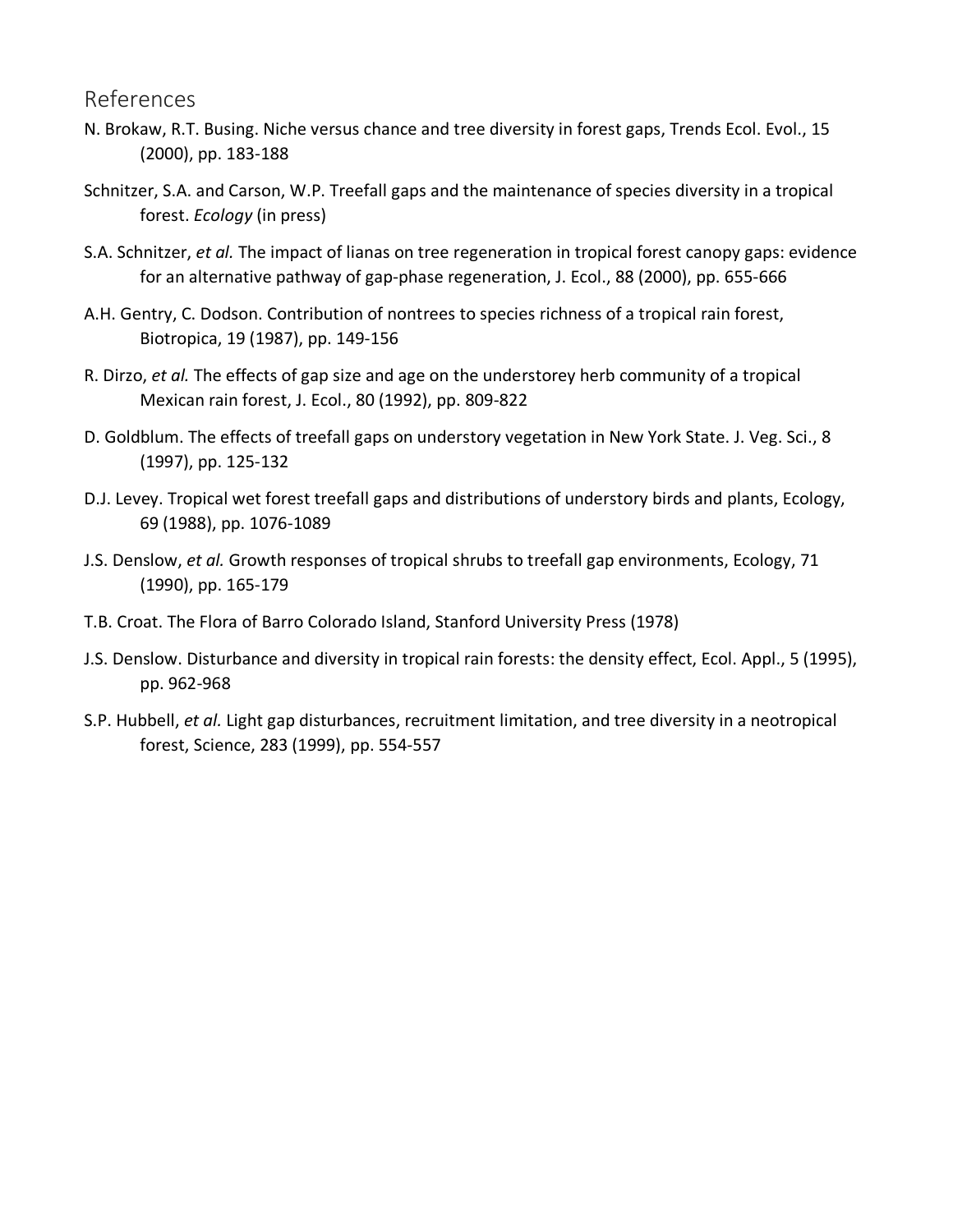## References

N. Brokaw, R.T. Busing. Niche versus chance and tree diversity in forest gaps, Trends Ecol. Evol., 15 (2000), pp. 183-188

Schnitzer, S.A. and Carson, W.P. Treefall gaps and the maintenance of species diversity in a tropical forest. *Ecology* (in press)

S.A. Schnitzer, *et al.* The impact of lianas on tree regeneration in tropical forest canopy gaps: evidence for an alternative pathway of gap-phase regeneration, J. Ecol., 88 (2000), pp. 655-666

A.H. Gentry, C. Dodson. Contribution of nontrees to species richness of a tropical rain forest, Biotropica, 19 (1987), pp. 149-156

R. Dirzo, *et al.* The effects of gap size and age on the understorey herb community of a tropical Mexican rain forest, J. Ecol., 80 (1992), pp. 809-822

D. Goldblum. The effects of treefall gaps on understory vegetation in New York State. J. Veg. Sci., 8 (1997), pp. 125-132

D.J. Levey. Tropical wet forest treefall gaps and distributions of understory birds and plants, Ecology, 69 (1988), pp. 1076-1089

J.S. Denslow, *et al.* Growth responses of tropical shrubs to treefall gap environments, Ecology, 71 (1990), pp. 165-179

T.B. Croat. The Flora of Barro Colorado Island, Stanford University Press (1978)

J.S. Denslow. Disturbance and diversity in tropical rain forests: the density effect, Ecol. Appl., 5 (1995), pp. 962-968

S.P. Hubbell, *et al.* Light gap disturbances, recruitment limitation, and tree diversity in a neotropical forest, Science, 283 (1999), pp. 554-557